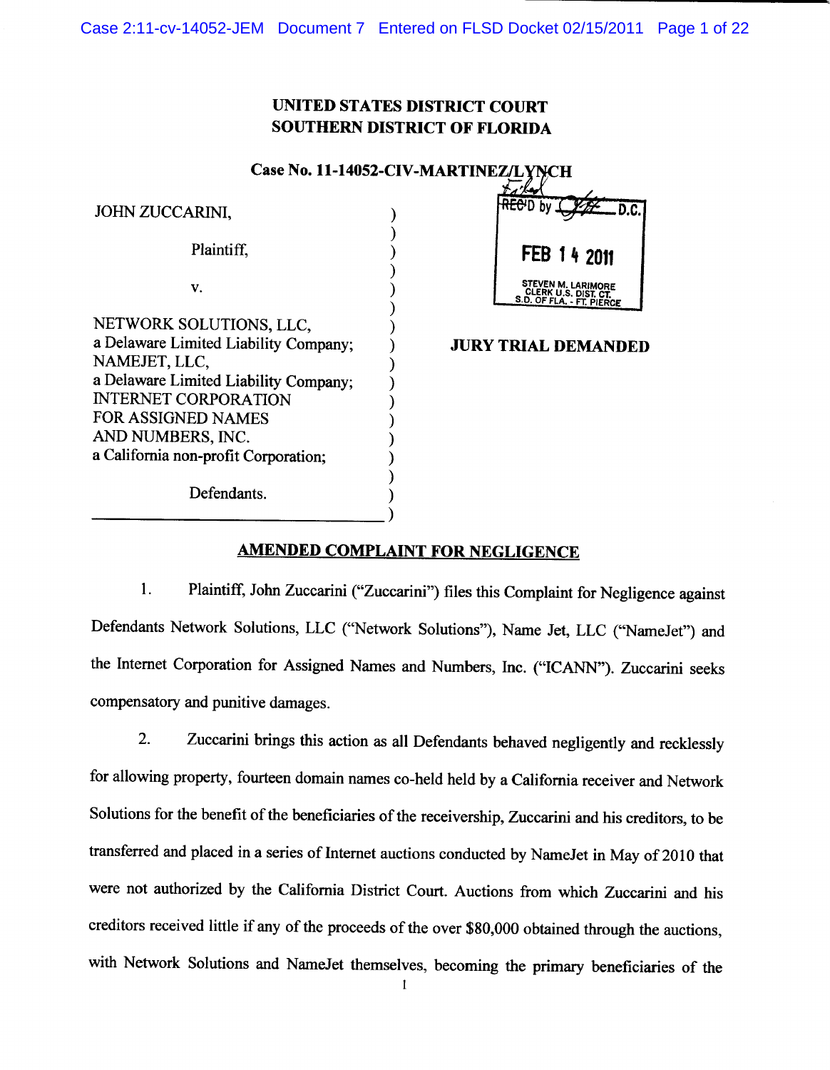# UNITED STATES DISTRICT COURT
# SOUTHERN DISTRICT OF FLORIDA

**Case No. 11-14052-CIV-MARTINEZ/LYNCH**

JOHN ZUCCARINI,

Plaintiff,

v.

NETWORK SOLUTIONS, LLC,
a Delaware Limited Liability Company;
NAMEJET, LLC,
a Delaware Limited Liability Company;
INTERNET CORPORATION
FOR ASSIGNED NAMES
AND NUMBERS, INC.
a California non-profit Corporation;

Defendants.

Filed
REC'D by ___ D.C.
FEB 14 2011
STEVEN M. LARIMORE
CLERK U.S. DIST. CT.
S.D. OF FLA. - FT. PIERCE

**JURY TRIAL DEMANDED**

## AMENDED COMPLAINT FOR NEGLIGENCE

1. Plaintiff, John Zuccarini ("Zuccarini") files this Complaint for Negligence against Defendants Network Solutions, LLC ("Network Solutions"), Name Jet, LLC ("NameJet") and the Internet Corporation for Assigned Names and Numbers, Inc. ("ICANN"). Zuccarini seeks compensatory and punitive damages.

2. Zuccarini brings this action as all Defendants behaved negligently and recklessly for allowing property, fourteen domain names co-held held by a California receiver and Network Solutions for the benefit of the beneficiaries of the receivership, Zuccarini and his creditors, to be transferred and placed in a series of Internet auctions conducted by NameJet in May of 2010 that were not authorized by the California District Court. Auctions from which Zuccarini and his creditors received little if any of the proceeds of the over $80,000 obtained through the auctions, with Network Solutions and NameJet themselves, becoming the primary beneficiaries of the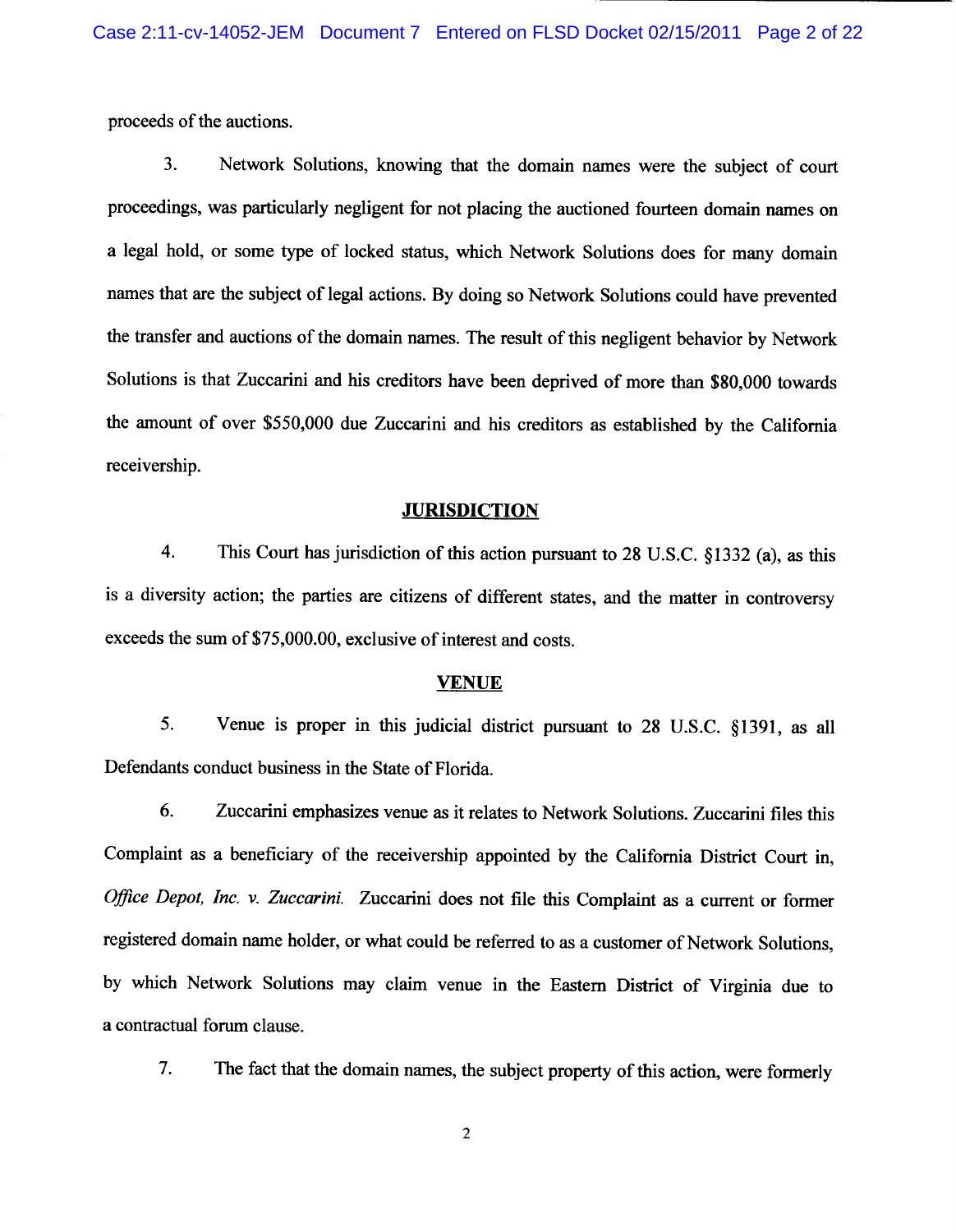proceeds of the auctions.

3. Network Solutions, knowing that the domain names were the subject of court proceedings, was particularly negligent for not placing the auctioned fourteen domain names on a legal hold, or some type of locked status, which Network Solutions does for many domain names that are the subject of legal actions. By doing so Network Solutions could have prevented the transfer and auctions of the domain names. The result of this negligent behavior by Network Solutions is that Zuccarini and his creditors have been deprived of more than $80,000 towards the amount of over $550,000 due Zuccarini and his creditors as established by the California receivership.

## JURISDICTION

4. This Court has jurisdiction of this action pursuant to 28 U.S.C. §1332 (a), as this is a diversity action; the parties are citizens of different states, and the matter in controversy exceeds the sum of $75,000.00, exclusive of interest and costs.

## VENUE

5. Venue is proper in this judicial district pursuant to 28 U.S.C. §1391, as all Defendants conduct business in the State of Florida.

6. Zuccarini emphasizes venue as it relates to Network Solutions. Zuccarini files this Complaint as a beneficiary of the receivership appointed by the California District Court in, *Office Depot, Inc. v. Zuccarini.* Zuccarini does not file this Complaint as a current or former registered domain name holder, or what could be referred to as a customer of Network Solutions, by which Network Solutions may claim venue in the Eastern District of Virginia due to a contractual forum clause.

7. The fact that the domain names, the subject property of this action, were formerly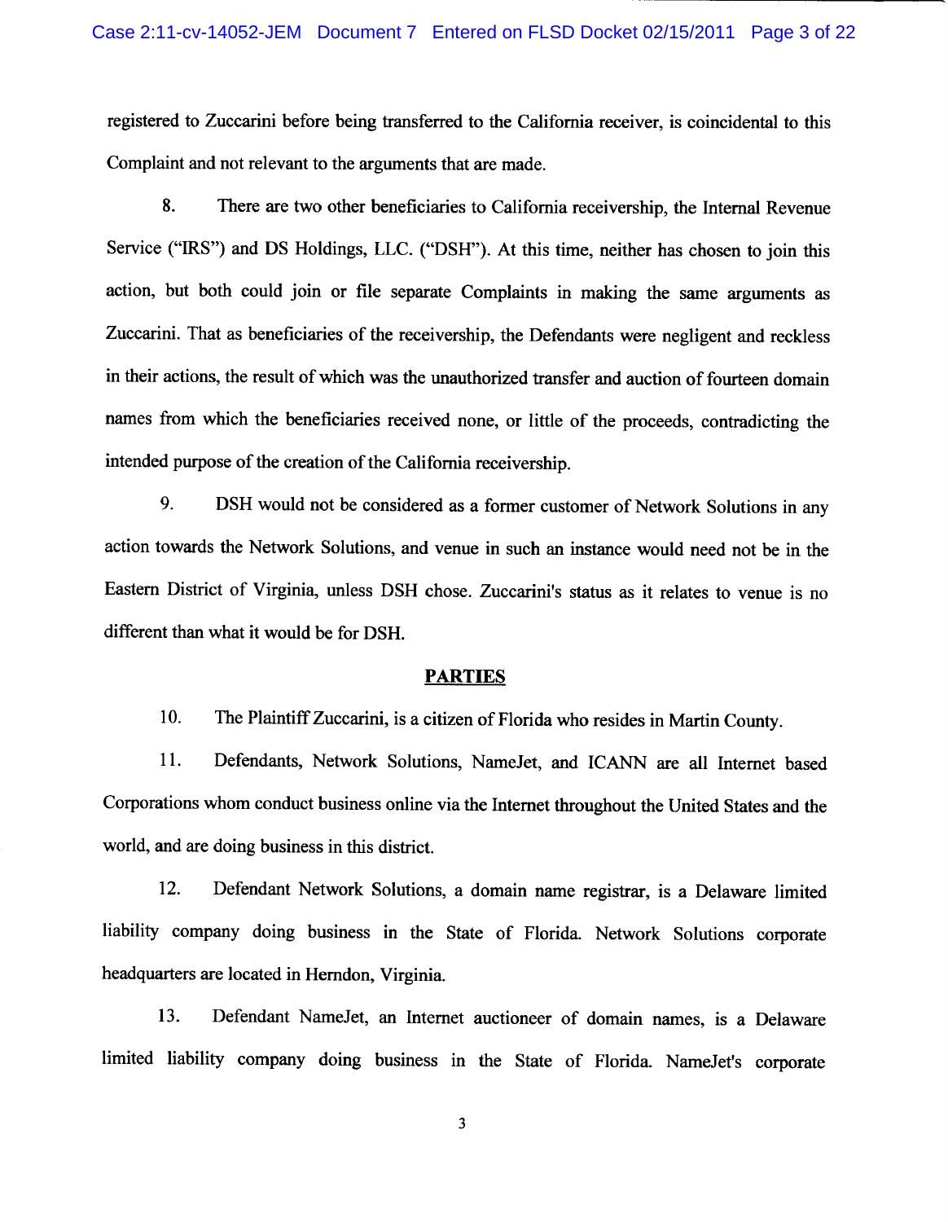registered to Zuccarini before being transferred to the California receiver, is coincidental to this Complaint and not relevant to the arguments that are made.

8. There are two other beneficiaries to California receivership, the Internal Revenue Service ("IRS") and DS Holdings, LLC. ("DSH"). At this time, neither has chosen to join this action, but both could join or file separate Complaints in making the same arguments as Zuccarini. That as beneficiaries of the receivership, the Defendants were negligent and reckless in their actions, the result of which was the unauthorized transfer and auction of fourteen domain names from which the beneficiaries received none, or little of the proceeds, contradicting the intended purpose of the creation of the California receivership.

9. DSH would not be considered as a former customer of Network Solutions in any action towards the Network Solutions, and venue in such an instance would need not be in the Eastern District of Virginia, unless DSH chose. Zuccarini's status as it relates to venue is no different than what it would be for DSH.

## PARTIES

10. The Plaintiff Zuccarini, is a citizen of Florida who resides in Martin County.

11. Defendants, Network Solutions, NameJet, and ICANN are all Internet based Corporations whom conduct business online via the Internet throughout the United States and the world, and are doing business in this district.

12. Defendant Network Solutions, a domain name registrar, is a Delaware limited liability company doing business in the State of Florida. Network Solutions corporate headquarters are located in Herndon, Virginia.

13. Defendant NameJet, an Internet auctioneer of domain names, is a Delaware limited liability company doing business in the State of Florida. NameJet's corporate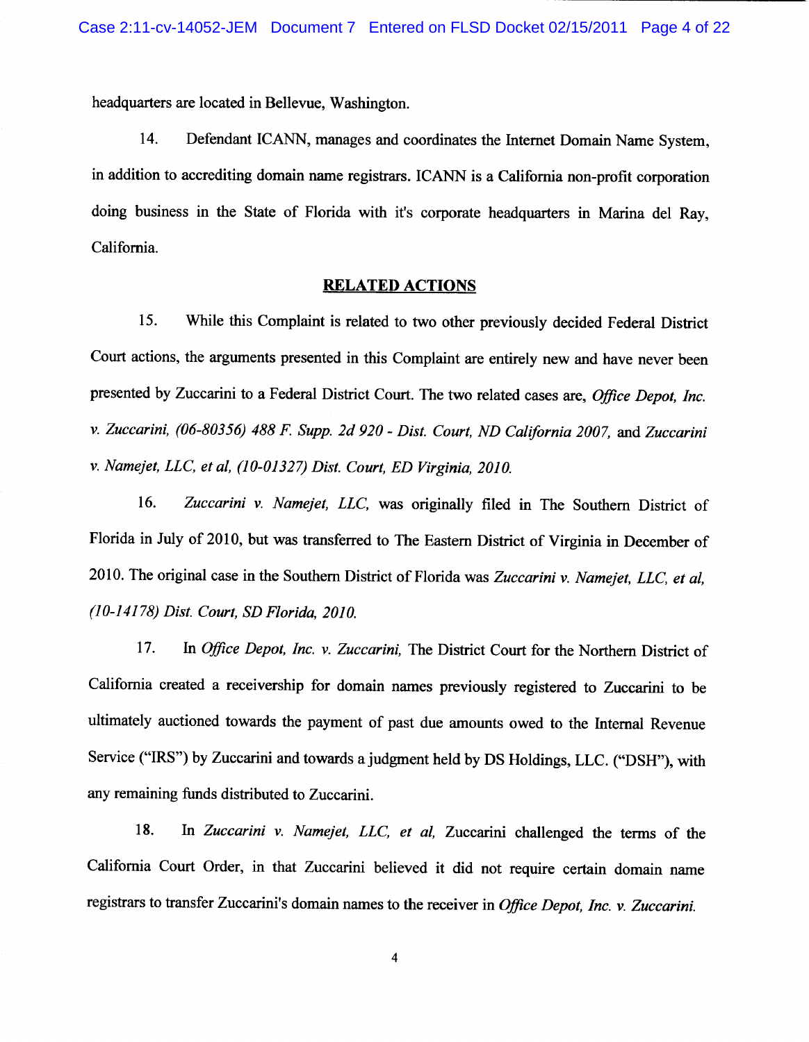headquarters are located in Bellevue, Washington.

14. Defendant ICANN, manages and coordinates the Internet Domain Name System, in addition to accrediting domain name registrars. ICANN is a California non-profit corporation doing business in the State of Florida with it's corporate headquarters in Marina del Ray, California.

## RELATED ACTIONS

15. While this Complaint is related to two other previously decided Federal District Court actions, the arguments presented in this Complaint are entirely new and have never been presented by Zuccarini to a Federal District Court. The two related cases are, *Office Depot, Inc. v. Zuccarini, (06-80356) 488 F. Supp. 2d 920 - Dist. Court, ND California 2007,* and *Zuccarini v. Namejet, LLC, et al, (10-01327) Dist. Court, ED Virginia, 2010.*

16. *Zuccarini v. Namejet, LLC,* was originally filed in The Southern District of Florida in July of 2010, but was transferred to The Eastern District of Virginia in December of 2010. The original case in the Southern District of Florida was *Zuccarini v. Namejet, LLC, et al, (10-14178) Dist. Court, SD Florida, 2010.*

17. In *Office Depot, Inc. v. Zuccarini,* The District Court for the Northern District of California created a receivership for domain names previously registered to Zuccarini to be ultimately auctioned towards the payment of past due amounts owed to the Internal Revenue Service ("IRS") by Zuccarini and towards a judgment held by DS Holdings, LLC. ("DSH"), with any remaining funds distributed to Zuccarini.

18. In *Zuccarini v. Namejet, LLC, et al,* Zuccarini challenged the terms of the California Court Order, in that Zuccarini believed it did not require certain domain name registrars to transfer Zuccarini's domain names to the receiver in *Office Depot, Inc. v. Zuccarini.*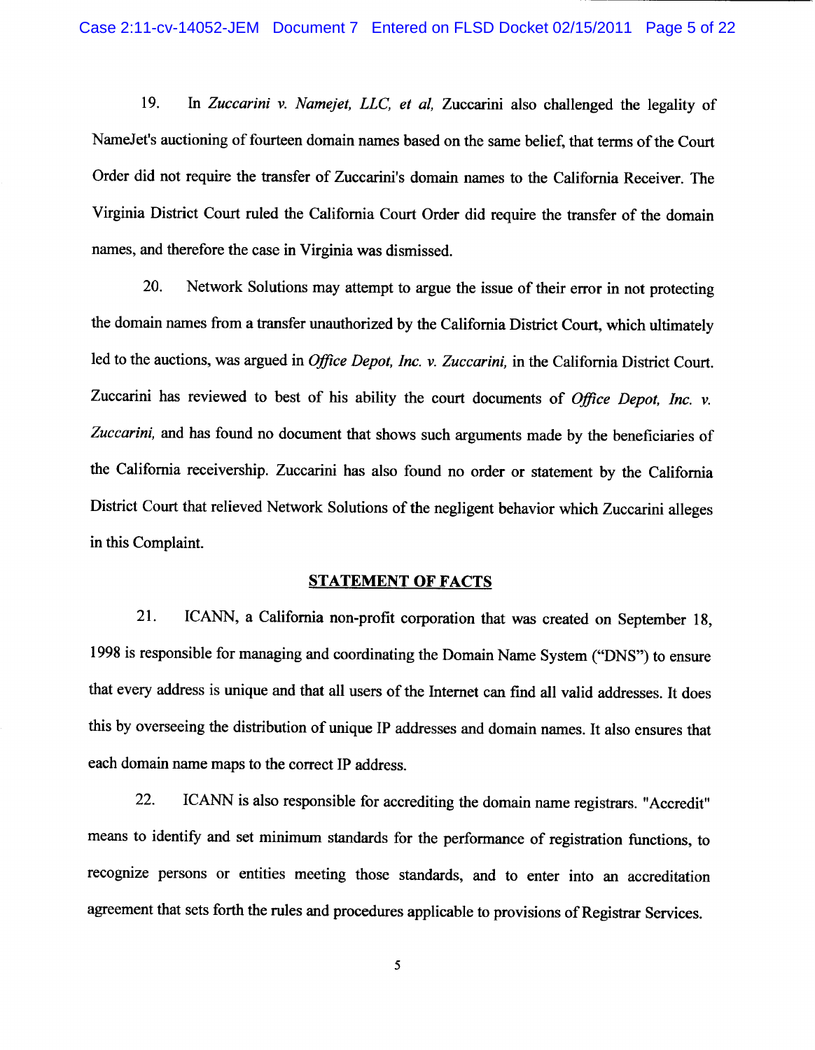19. In *Zuccarini v. Namejet, LLC, et al,* Zuccarini also challenged the legality of NameJet's auctioning of fourteen domain names based on the same belief, that terms of the Court Order did not require the transfer of Zuccarini's domain names to the California Receiver. The Virginia District Court ruled the California Court Order did require the transfer of the domain names, and therefore the case in Virginia was dismissed.

20. Network Solutions may attempt to argue the issue of their error in not protecting the domain names from a transfer unauthorized by the California District Court, which ultimately led to the auctions, was argued in *Office Depot, Inc. v. Zuccarini,* in the California District Court. Zuccarini has reviewed to best of his ability the court documents of *Office Depot, Inc. v. Zuccarini,* and has found no document that shows such arguments made by the beneficiaries of the California receivership. Zuccarini has also found no order or statement by the California District Court that relieved Network Solutions of the negligent behavior which Zuccarini alleges in this Complaint.

## STATEMENT OF FACTS

21. ICANN, a California non-profit corporation that was created on September 18, 1998 is responsible for managing and coordinating the Domain Name System ("DNS") to ensure that every address is unique and that all users of the Internet can find all valid addresses. It does this by overseeing the distribution of unique IP addresses and domain names. It also ensures that each domain name maps to the correct IP address.

22. ICANN is also responsible for accrediting the domain name registrars. "Accredit" means to identify and set minimum standards for the performance of registration functions, to recognize persons or entities meeting those standards, and to enter into an accreditation agreement that sets forth the rules and procedures applicable to provisions of Registrar Services.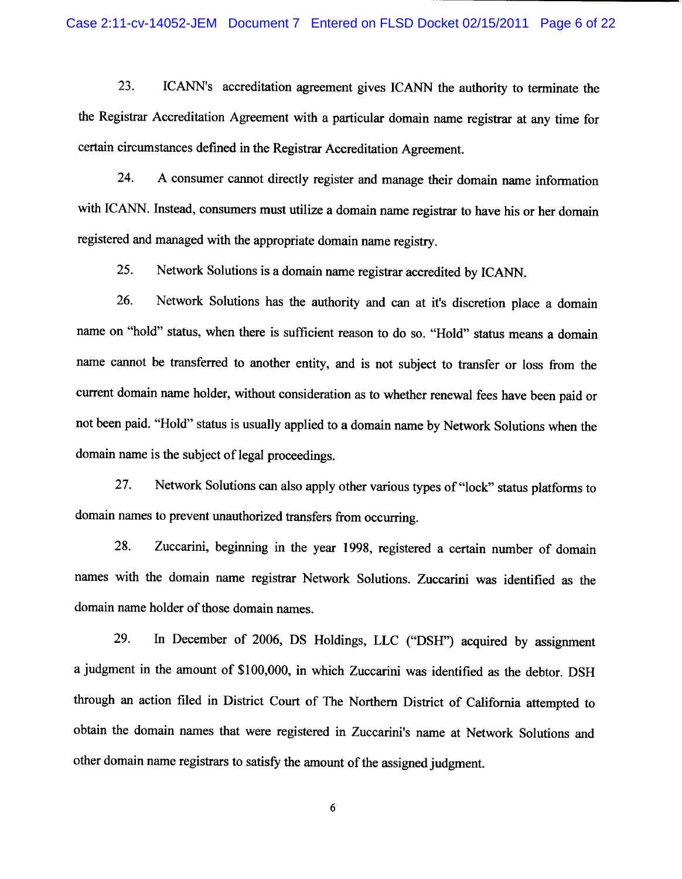23. ICANN's accreditation agreement gives ICANN the authority to terminate the the Registrar Accreditation Agreement with a particular domain name registrar at any time for certain circumstances defined in the Registrar Accreditation Agreement.

24. A consumer cannot directly register and manage their domain name information with ICANN. Instead, consumers must utilize a domain name registrar to have his or her domain registered and managed with the appropriate domain name registry.

25. Network Solutions is a domain name registrar accredited by ICANN.

26. Network Solutions has the authority and can at it's discretion place a domain name on "hold" status, when there is sufficient reason to do so. "Hold" status means a domain name cannot be transferred to another entity, and is not subject to transfer or loss from the current domain name holder, without consideration as to whether renewal fees have been paid or not been paid. "Hold" status is usually applied to a domain name by Network Solutions when the domain name is the subject of legal proceedings.

27. Network Solutions can also apply other various types of "lock" status platforms to domain names to prevent unauthorized transfers from occurring.

28. Zuccarini, beginning in the year 1998, registered a certain number of domain names with the domain name registrar Network Solutions. Zuccarini was identified as the domain name holder of those domain names.

29. In December of 2006, DS Holdings, LLC ("DSH") acquired by assignment a judgment in the amount of $100,000, in which Zuccarini was identified as the debtor. DSH through an action filed in District Court of The Northern District of California attempted to obtain the domain names that were registered in Zuccarini's name at Network Solutions and other domain name registrars to satisfy the amount of the assigned judgment.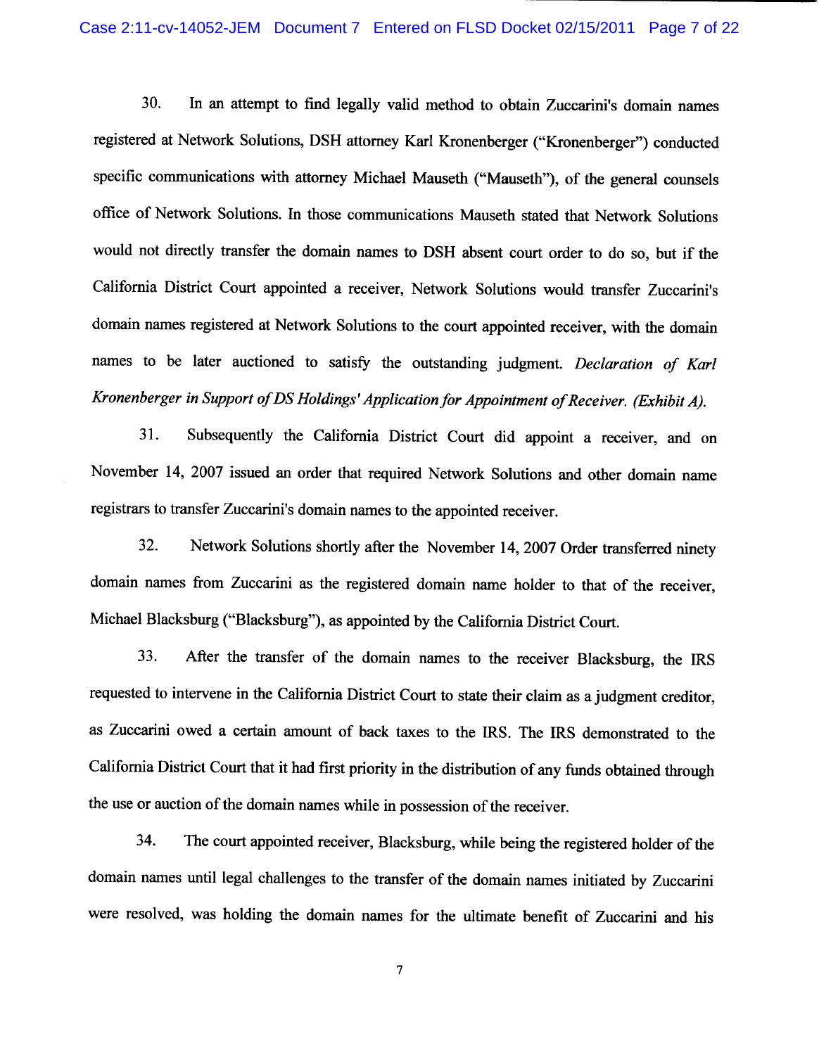30. In an attempt to find legally valid method to obtain Zuccarini's domain names registered at Network Solutions, DSH attorney Karl Kronenberger ("Kronenberger") conducted specific communications with attorney Michael Mauseth ("Mauseth"), of the general counsels office of Network Solutions. In those communications Mauseth stated that Network Solutions would not directly transfer the domain names to DSH absent court order to do so, but if the California District Court appointed a receiver, Network Solutions would transfer Zuccarini's domain names registered at Network Solutions to the court appointed receiver, with the domain names to be later auctioned to satisfy the outstanding judgment. *Declaration of Karl Kronenberger in Support of DS Holdings' Application for Appointment of Receiver. (Exhibit A).*

31. Subsequently the California District Court did appoint a receiver, and on November 14, 2007 issued an order that required Network Solutions and other domain name registrars to transfer Zuccarini's domain names to the appointed receiver.

32. Network Solutions shortly after the November 14, 2007 Order transferred ninety domain names from Zuccarini as the registered domain name holder to that of the receiver, Michael Blacksburg ("Blacksburg"), as appointed by the California District Court.

33. After the transfer of the domain names to the receiver Blacksburg, the IRS requested to intervene in the California District Court to state their claim as a judgment creditor, as Zuccarini owed a certain amount of back taxes to the IRS. The IRS demonstrated to the California District Court that it had first priority in the distribution of any funds obtained through the use or auction of the domain names while in possession of the receiver.

34. The court appointed receiver, Blacksburg, while being the registered holder of the domain names until legal challenges to the transfer of the domain names initiated by Zuccarini were resolved, was holding the domain names for the ultimate benefit of Zuccarini and his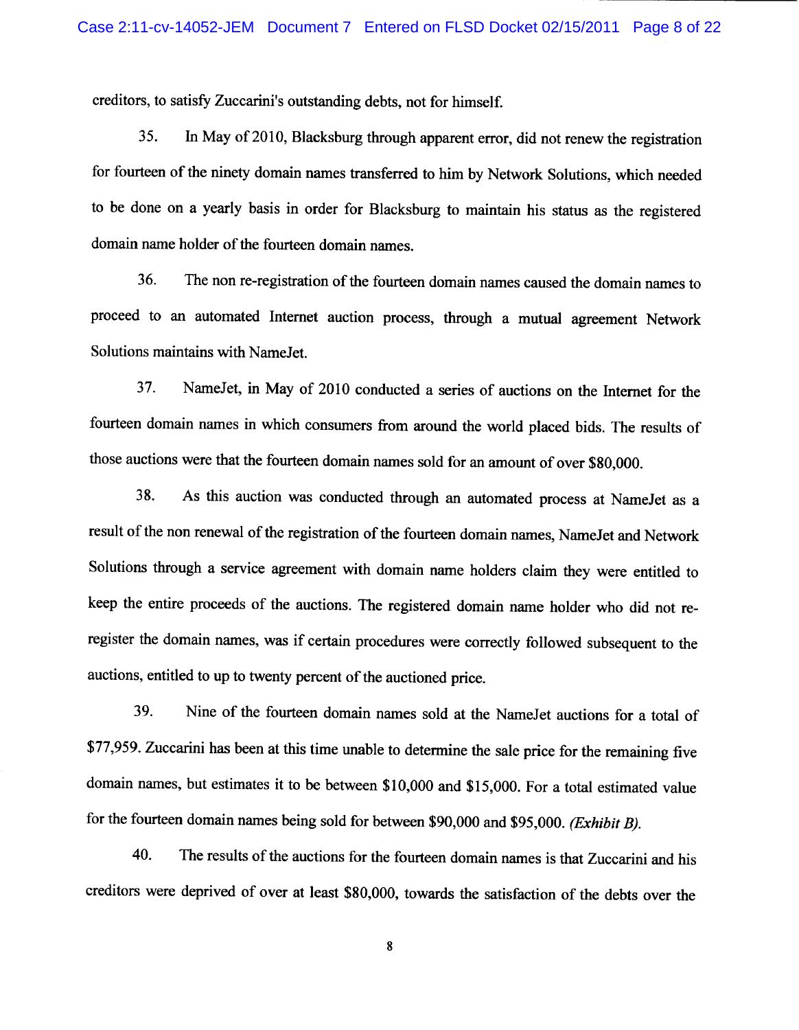creditors, to satisfy Zuccarini's outstanding debts, not for himself.

35. In May of 2010, Blacksburg through apparent error, did not renew the registration for fourteen of the ninety domain names transferred to him by Network Solutions, which needed to be done on a yearly basis in order for Blacksburg to maintain his status as the registered domain name holder of the fourteen domain names.

36. The non re-registration of the fourteen domain names caused the domain names to proceed to an automated Internet auction process, through a mutual agreement Network Solutions maintains with NameJet.

37. NameJet, in May of 2010 conducted a series of auctions on the Internet for the fourteen domain names in which consumers from around the world placed bids. The results of those auctions were that the fourteen domain names sold for an amount of over $80,000.

38. As this auction was conducted through an automated process at NameJet as a result of the non renewal of the registration of the fourteen domain names, NameJet and Network Solutions through a service agreement with domain name holders claim they were entitled to keep the entire proceeds of the auctions. The registered domain name holder who did not re-register the domain names, was if certain procedures were correctly followed subsequent to the auctions, entitled to up to twenty percent of the auctioned price.

39. Nine of the fourteen domain names sold at the NameJet auctions for a total of $77,959. Zuccarini has been at this time unable to determine the sale price for the remaining five domain names, but estimates it to be between $10,000 and $15,000. For a total estimated value for the fourteen domain names being sold for between $90,000 and $95,000. *(Exhibit B).*

40. The results of the auctions for the fourteen domain names is that Zuccarini and his creditors were deprived of over at least $80,000, towards the satisfaction of the debts over the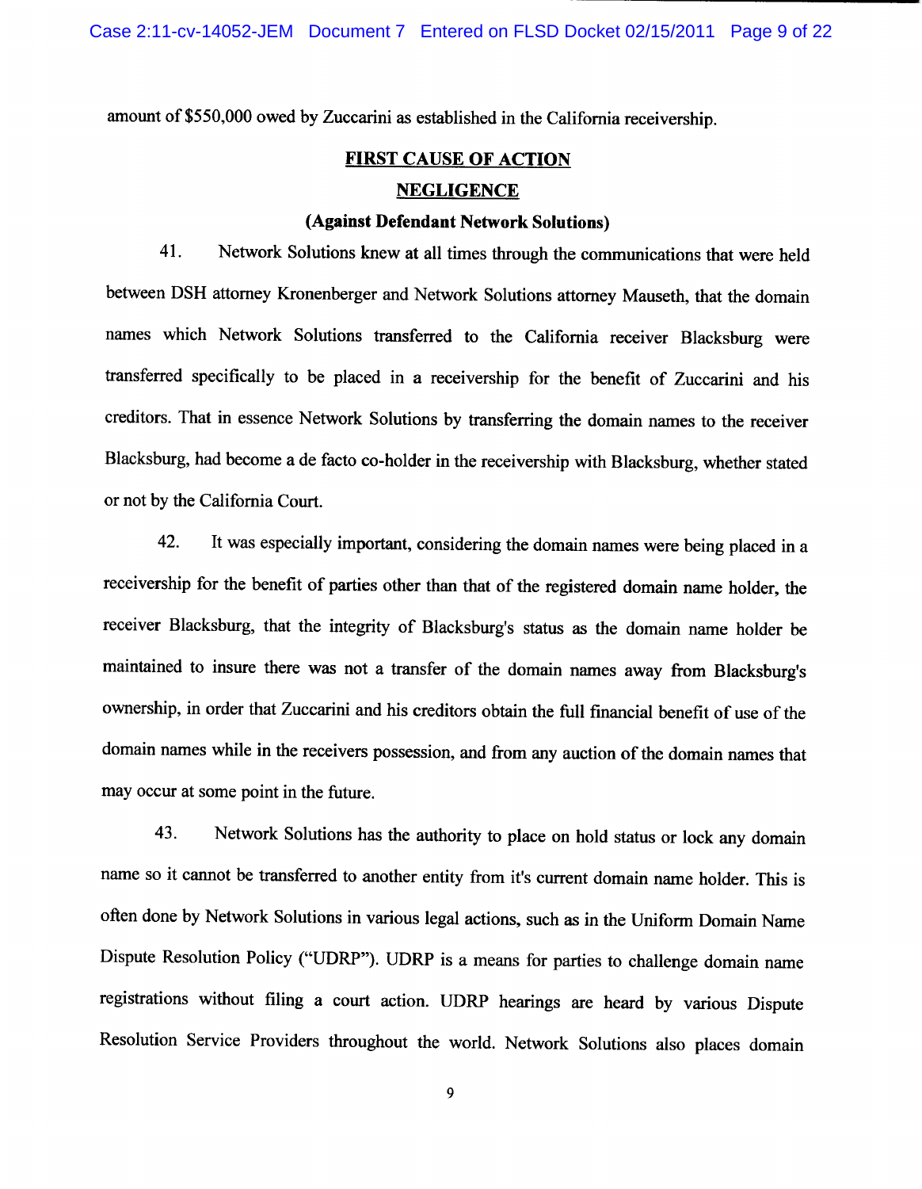amount of $550,000 owed by Zuccarini as established in the California receivership.

## FIRST CAUSE OF ACTION

## NEGLIGENCE

### (Against Defendant Network Solutions)

41. Network Solutions knew at all times through the communications that were held between DSH attorney Kronenberger and Network Solutions attorney Mauseth, that the domain names which Network Solutions transferred to the California receiver Blacksburg were transferred specifically to be placed in a receivership for the benefit of Zuccarini and his creditors. That in essence Network Solutions by transferring the domain names to the receiver Blacksburg, had become a de facto co-holder in the receivership with Blacksburg, whether stated or not by the California Court.

42. It was especially important, considering the domain names were being placed in a receivership for the benefit of parties other than that of the registered domain name holder, the receiver Blacksburg, that the integrity of Blacksburg's status as the domain name holder be maintained to insure there was not a transfer of the domain names away from Blacksburg's ownership, in order that Zuccarini and his creditors obtain the full financial benefit of use of the domain names while in the receivers possession, and from any auction of the domain names that may occur at some point in the future.

43. Network Solutions has the authority to place on hold status or lock any domain name so it cannot be transferred to another entity from it's current domain name holder. This is often done by Network Solutions in various legal actions, such as in the Uniform Domain Name Dispute Resolution Policy ("UDRP"). UDRP is a means for parties to challenge domain name registrations without filing a court action. UDRP hearings are heard by various Dispute Resolution Service Providers throughout the world. Network Solutions also places domain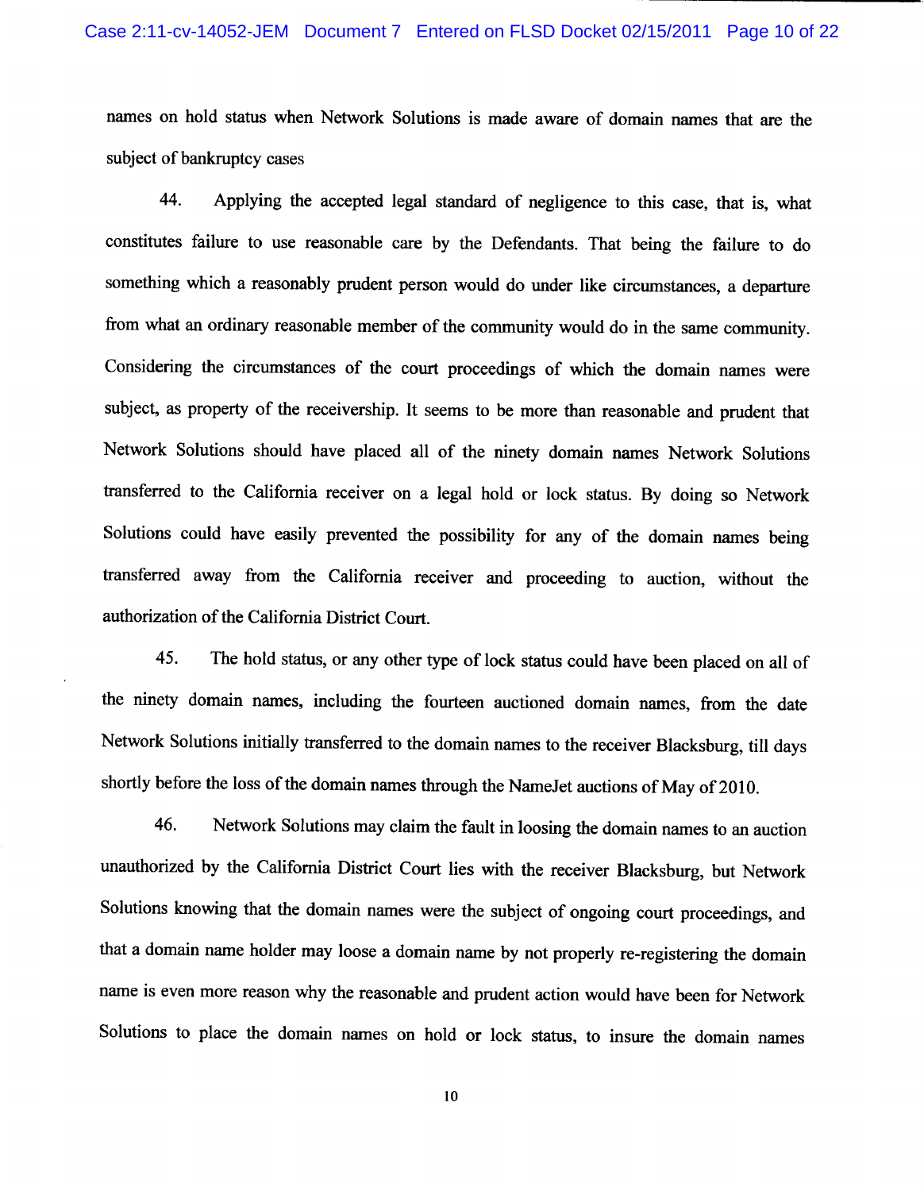names on hold status when Network Solutions is made aware of domain names that are the subject of bankruptcy cases

44. Applying the accepted legal standard of negligence to this case, that is, what constitutes failure to use reasonable care by the Defendants. That being the failure to do something which a reasonably prudent person would do under like circumstances, a departure from what an ordinary reasonable member of the community would do in the same community. Considering the circumstances of the court proceedings of which the domain names were subject, as property of the receivership. It seems to be more than reasonable and prudent that Network Solutions should have placed all of the ninety domain names Network Solutions transferred to the California receiver on a legal hold or lock status. By doing so Network Solutions could have easily prevented the possibility for any of the domain names being transferred away from the California receiver and proceeding to auction, without the authorization of the California District Court.

45. The hold status, or any other type of lock status could have been placed on all of the ninety domain names, including the fourteen auctioned domain names, from the date Network Solutions initially transferred to the domain names to the receiver Blacksburg, till days shortly before the loss of the domain names through the NameJet auctions of May of 2010.

46. Network Solutions may claim the fault in loosing the domain names to an auction unauthorized by the California District Court lies with the receiver Blacksburg, but Network Solutions knowing that the domain names were the subject of ongoing court proceedings, and that a domain name holder may loose a domain name by not properly re-registering the domain name is even more reason why the reasonable and prudent action would have been for Network Solutions to place the domain names on hold or lock status, to insure the domain names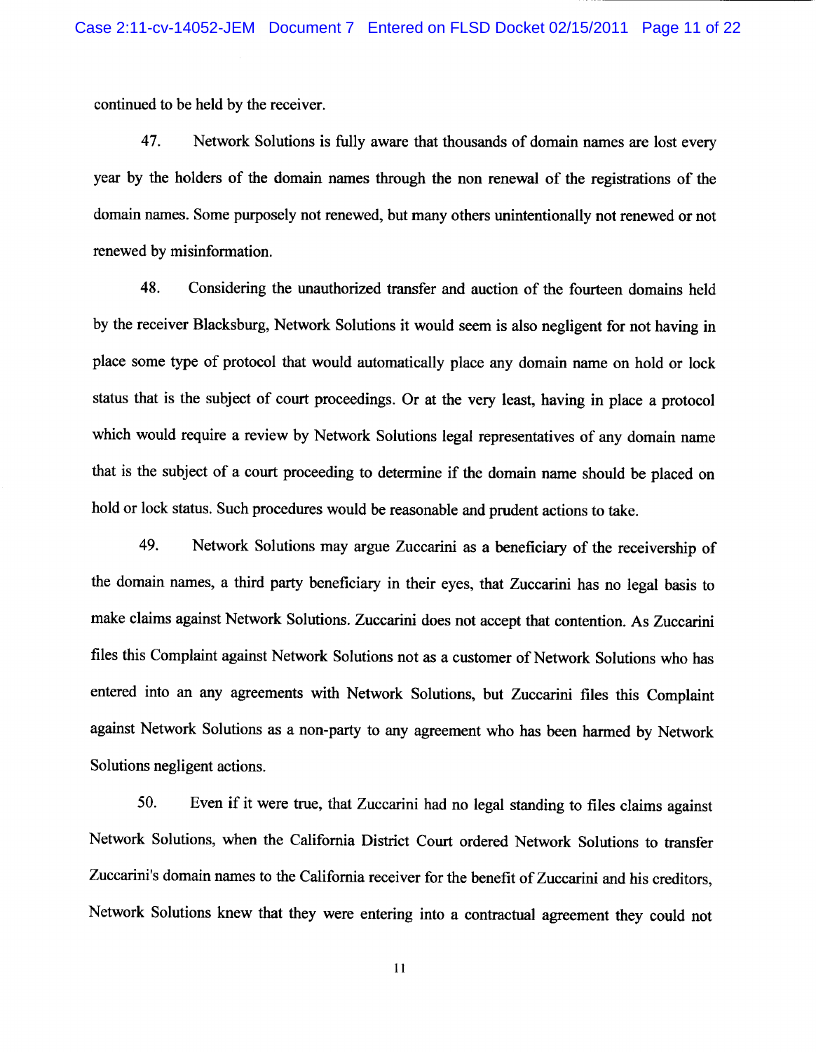continued to be held by the receiver.

47. Network Solutions is fully aware that thousands of domain names are lost every year by the holders of the domain names through the non renewal of the registrations of the domain names. Some purposely not renewed, but many others unintentionally not renewed or not renewed by misinformation.

48. Considering the unauthorized transfer and auction of the fourteen domains held by the receiver Blacksburg, Network Solutions it would seem is also negligent for not having in place some type of protocol that would automatically place any domain name on hold or lock status that is the subject of court proceedings. Or at the very least, having in place a protocol which would require a review by Network Solutions legal representatives of any domain name that is the subject of a court proceeding to determine if the domain name should be placed on hold or lock status. Such procedures would be reasonable and prudent actions to take.

49. Network Solutions may argue Zuccarini as a beneficiary of the receivership of the domain names, a third party beneficiary in their eyes, that Zuccarini has no legal basis to make claims against Network Solutions. Zuccarini does not accept that contention. As Zuccarini files this Complaint against Network Solutions not as a customer of Network Solutions who has entered into an any agreements with Network Solutions, but Zuccarini files this Complaint against Network Solutions as a non-party to any agreement who has been harmed by Network Solutions negligent actions.

50. Even if it were true, that Zuccarini had no legal standing to files claims against Network Solutions, when the California District Court ordered Network Solutions to transfer Zuccarini's domain names to the California receiver for the benefit of Zuccarini and his creditors, Network Solutions knew that they were entering into a contractual agreement they could not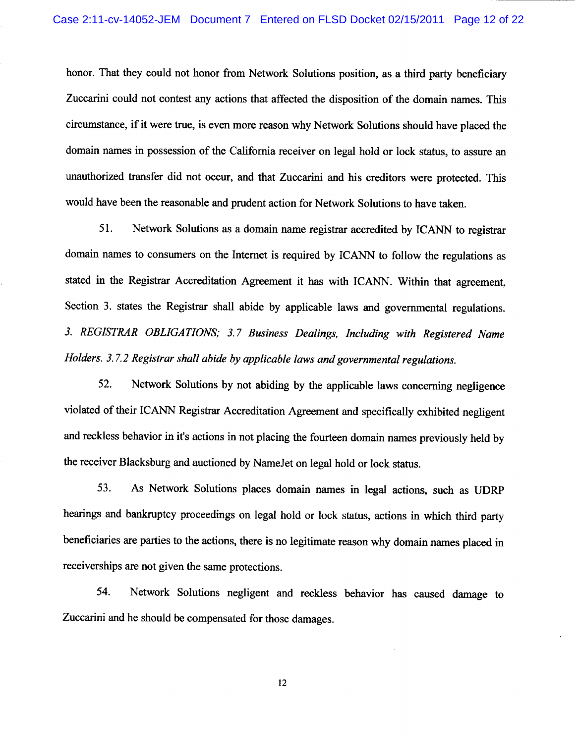honor. That they could not honor from Network Solutions position, as a third party beneficiary Zuccarini could not contest any actions that affected the disposition of the domain names. This circumstance, if it were true, is even more reason why Network Solutions should have placed the domain names in possession of the California receiver on legal hold or lock status, to assure an unauthorized transfer did not occur, and that Zuccarini and his creditors were protected. This would have been the reasonable and prudent action for Network Solutions to have taken.

51. Network Solutions as a domain name registrar accredited by ICANN to registrar domain names to consumers on the Internet is required by ICANN to follow the regulations as stated in the Registrar Accreditation Agreement it has with ICANN. Within that agreement, Section 3. states the Registrar shall abide by applicable laws and governmental regulations. *3. REGISTRAR OBLIGATIONS; 3.7 Business Dealings, Including with Registered Name Holders. 3.7.2 Registrar shall abide by applicable laws and governmental regulations.*

52. Network Solutions by not abiding by the applicable laws concerning negligence violated of their ICANN Registrar Accreditation Agreement and specifically exhibited negligent and reckless behavior in it's actions in not placing the fourteen domain names previously held by the receiver Blacksburg and auctioned by NameJet on legal hold or lock status.

53. As Network Solutions places domain names in legal actions, such as UDRP hearings and bankruptcy proceedings on legal hold or lock status, actions in which third party beneficiaries are parties to the actions, there is no legitimate reason why domain names placed in receiverships are not given the same protections.

54. Network Solutions negligent and reckless behavior has caused damage to Zuccarini and he should be compensated for those damages.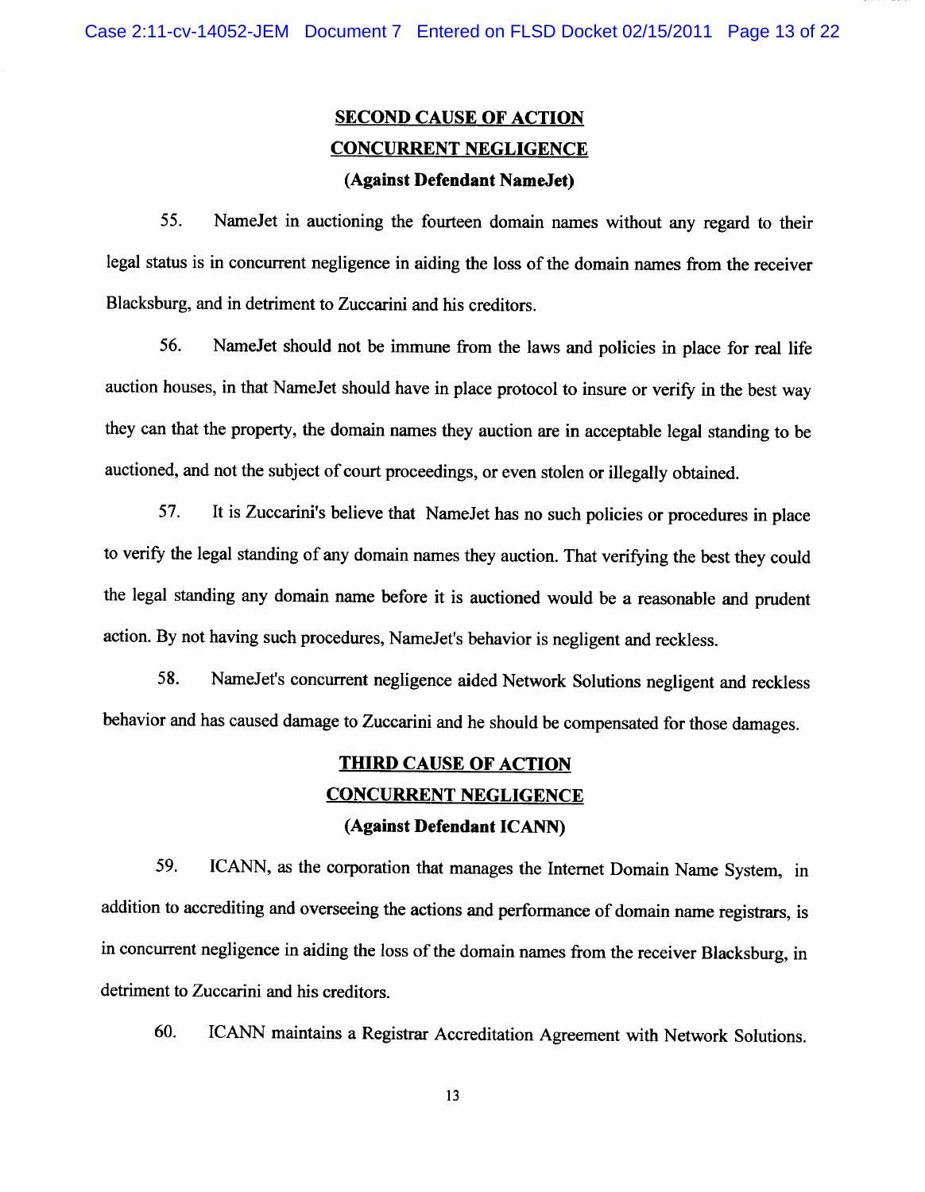## SECOND CAUSE OF ACTION

## CONCURRENT NEGLIGENCE

**(Against Defendant NameJet)**

55. NameJet in auctioning the fourteen domain names without any regard to their legal status is in concurrent negligence in aiding the loss of the domain names from the receiver Blacksburg, and in detriment to Zuccarini and his creditors.

56. NameJet should not be immune from the laws and policies in place for real life auction houses, in that NameJet should have in place protocol to insure or verify in the best way they can that the property, the domain names they auction are in acceptable legal standing to be auctioned, and not the subject of court proceedings, or even stolen or illegally obtained.

57. It is Zuccarini's believe that NameJet has no such policies or procedures in place to verify the legal standing of any domain names they auction. That verifying the best they could the legal standing any domain name before it is auctioned would be a reasonable and prudent action. By not having such procedures, NameJet's behavior is negligent and reckless.

58. NameJet's concurrent negligence aided Network Solutions negligent and reckless behavior and has caused damage to Zuccarini and he should be compensated for those damages.

## THIRD CAUSE OF ACTION

## CONCURRENT NEGLIGENCE

**(Against Defendant ICANN)**

59. ICANN, as the corporation that manages the Internet Domain Name System, in addition to accrediting and overseeing the actions and performance of domain name registrars, is in concurrent negligence in aiding the loss of the domain names from the receiver Blacksburg, in detriment to Zuccarini and his creditors.

60. ICANN maintains a Registrar Accreditation Agreement with Network Solutions.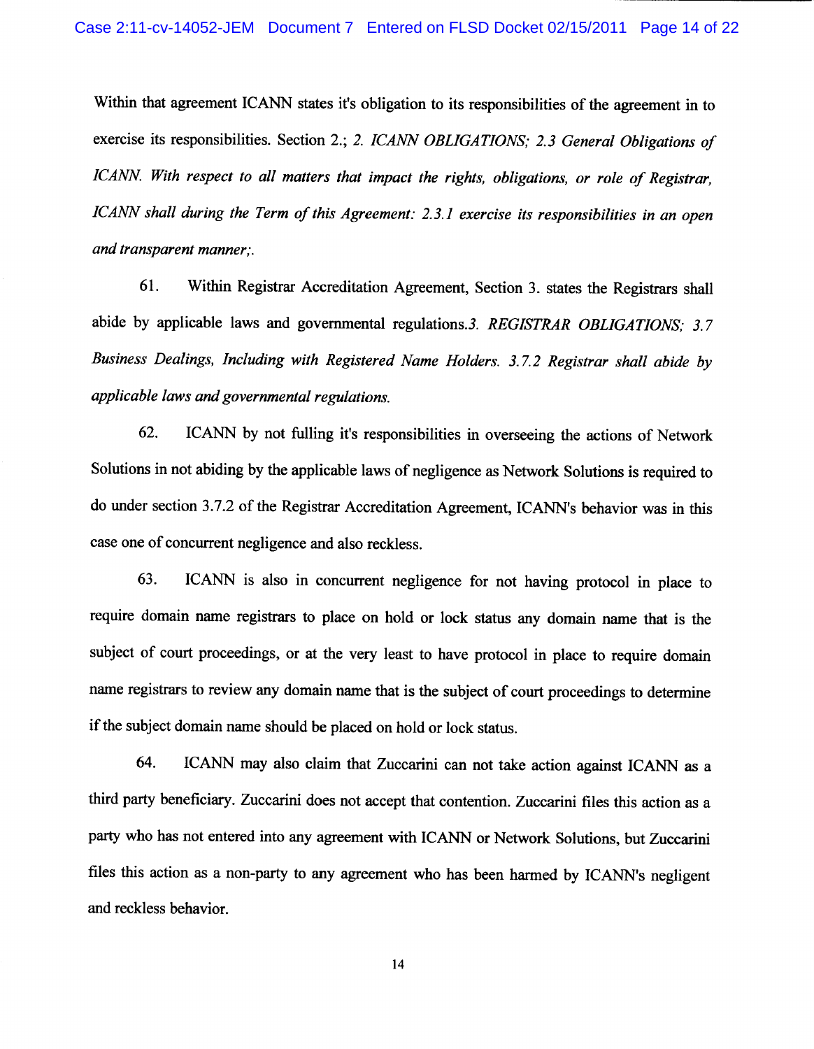Within that agreement ICANN states it's obligation to its responsibilities of the agreement in to exercise its responsibilities. Section 2.; *2. ICANN OBLIGATIONS; 2.3 General Obligations of ICANN. With respect to all matters that impact the rights, obligations, or role of Registrar, ICANN shall during the Term of this Agreement: 2.3.1 exercise its responsibilities in an open and transparent manner;.*

61. Within Registrar Accreditation Agreement, Section 3. states the Registrars shall abide by applicable laws and governmental regulations.*3. REGISTRAR OBLIGATIONS; 3.7 Business Dealings, Including with Registered Name Holders. 3.7.2 Registrar shall abide by applicable laws and governmental regulations.*

62. ICANN by not fulling it's responsibilities in overseeing the actions of Network Solutions in not abiding by the applicable laws of negligence as Network Solutions is required to do under section 3.7.2 of the Registrar Accreditation Agreement, ICANN's behavior was in this case one of concurrent negligence and also reckless.

63. ICANN is also in concurrent negligence for not having protocol in place to require domain name registrars to place on hold or lock status any domain name that is the subject of court proceedings, or at the very least to have protocol in place to require domain name registrars to review any domain name that is the subject of court proceedings to determine if the subject domain name should be placed on hold or lock status.

64. ICANN may also claim that Zuccarini can not take action against ICANN as a third party beneficiary. Zuccarini does not accept that contention. Zuccarini files this action as a party who has not entered into any agreement with ICANN or Network Solutions, but Zuccarini files this action as a non-party to any agreement who has been harmed by ICANN's negligent and reckless behavior.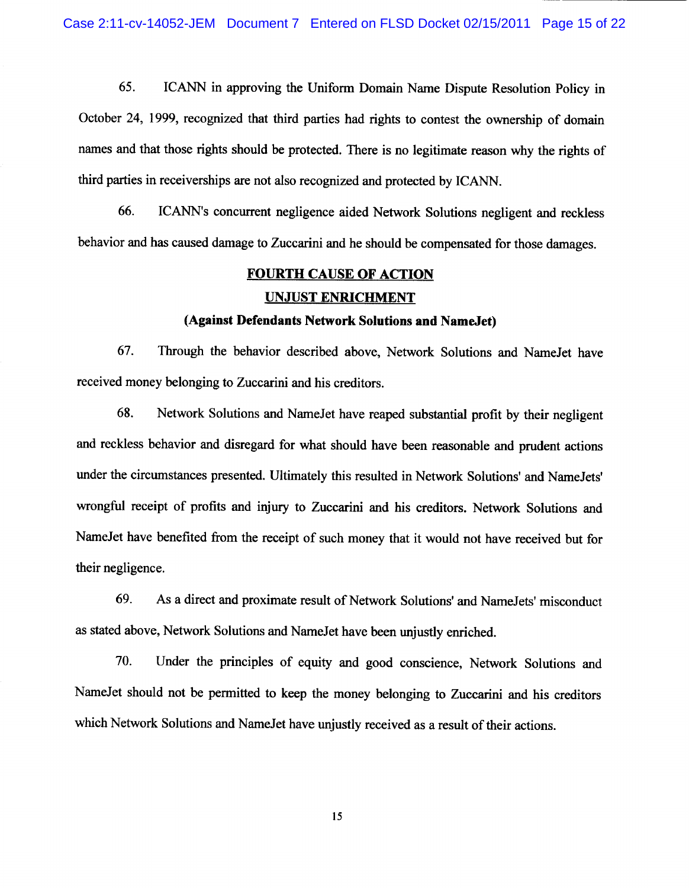65. ICANN in approving the Uniform Domain Name Dispute Resolution Policy in October 24, 1999, recognized that third parties had rights to contest the ownership of domain names and that those rights should be protected. There is no legitimate reason why the rights of third parties in receiverships are not also recognized and protected by ICANN.

66. ICANN's concurrent negligence aided Network Solutions negligent and reckless behavior and has caused damage to Zuccarini and he should be compensated for those damages.

## FOURTH CAUSE OF ACTION

## UNJUST ENRICHMENT

### (Against Defendants Network Solutions and NameJet)

67. Through the behavior described above, Network Solutions and NameJet have received money belonging to Zuccarini and his creditors.

68. Network Solutions and NameJet have reaped substantial profit by their negligent and reckless behavior and disregard for what should have been reasonable and prudent actions under the circumstances presented. Ultimately this resulted in Network Solutions' and NameJets' wrongful receipt of profits and injury to Zuccarini and his creditors. Network Solutions and NameJet have benefited from the receipt of such money that it would not have received but for their negligence.

69. As a direct and proximate result of Network Solutions' and NameJets' misconduct as stated above, Network Solutions and NameJet have been unjustly enriched.

70. Under the principles of equity and good conscience, Network Solutions and NameJet should not be permitted to keep the money belonging to Zuccarini and his creditors which Network Solutions and NameJet have unjustly received as a result of their actions.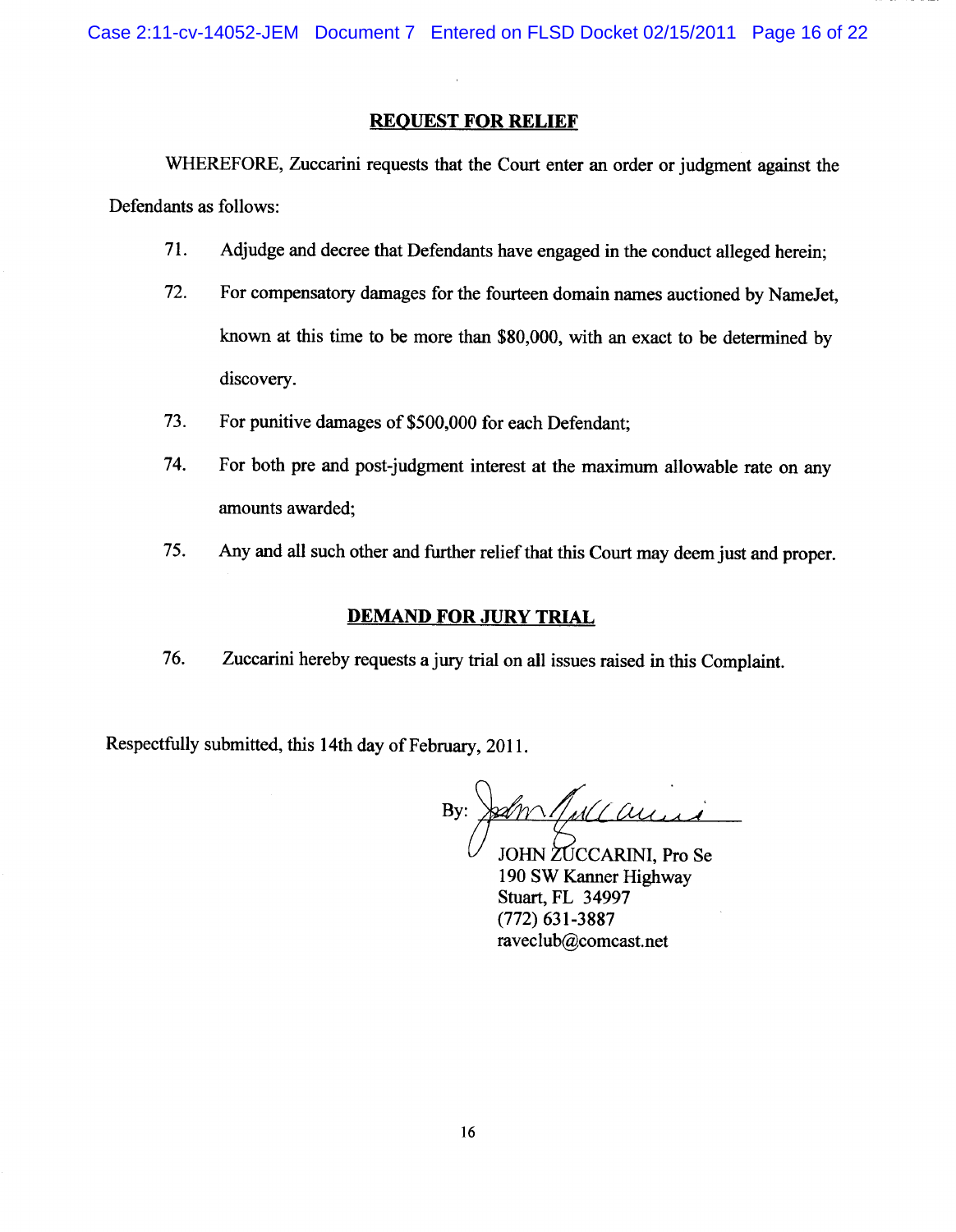## REQUEST FOR RELIEF

WHEREFORE, Zuccarini requests that the Court enter an order or judgment against the Defendants as follows:

71. Adjudge and decree that Defendants have engaged in the conduct alleged herein;

72. For compensatory damages for the fourteen domain names auctioned by NameJet, known at this time to be more than $80,000, with an exact to be determined by discovery.

73. For punitive damages of $500,000 for each Defendant;

74. For both pre and post-judgment interest at the maximum allowable rate on any amounts awarded;

75. Any and all such other and further relief that this Court may deem just and proper.

## DEMAND FOR JURY TRIAL

76. Zuccarini hereby requests a jury trial on all issues raised in this Complaint.

Respectfully submitted, this 14th day of February, 2011.

By: _______________

JOHN ZUCCARINI, Pro Se
190 SW Kanner Highway
Stuart, FL 34997
(772) 631-3887
raveclub@comcast.net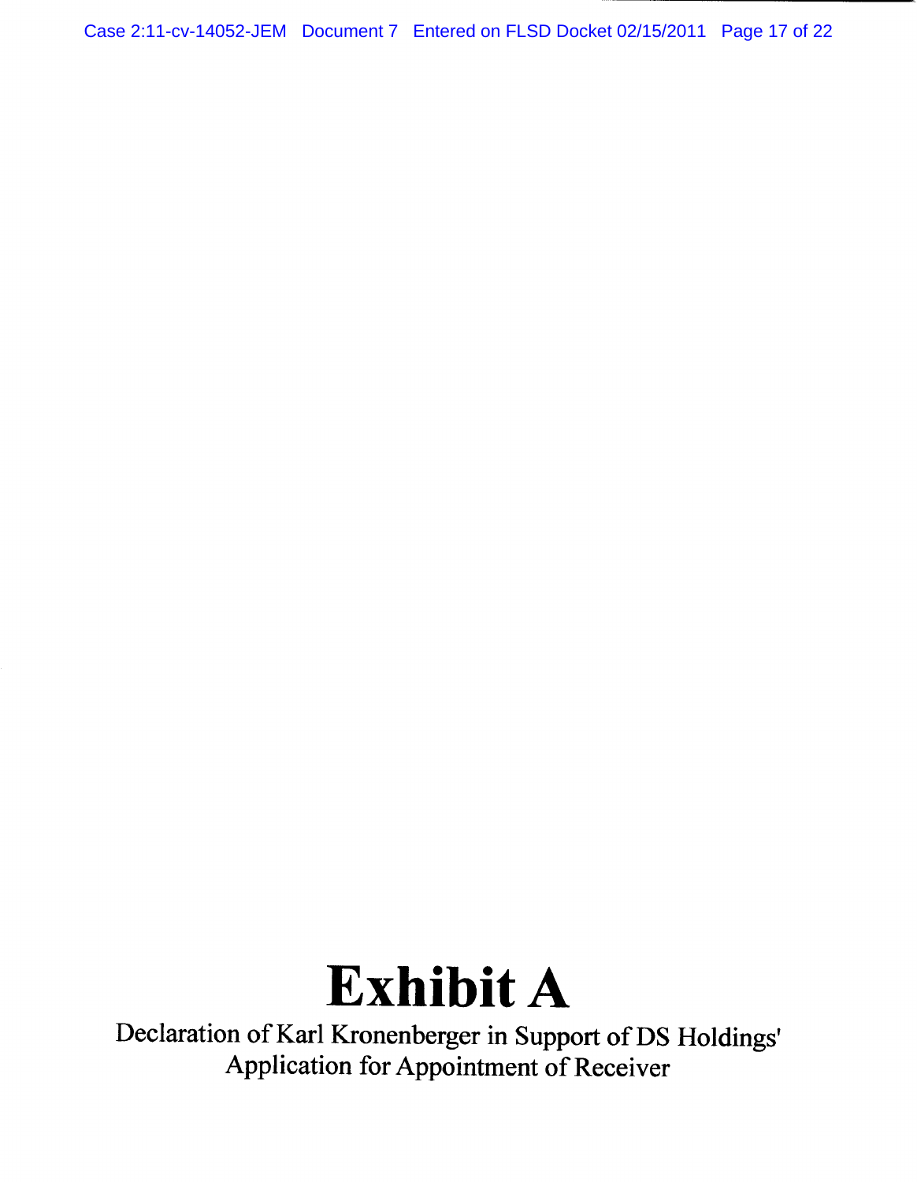# Exhibit A

Declaration of Karl Kronenberger in Support of DS Holdings' Application for Appointment of Receiver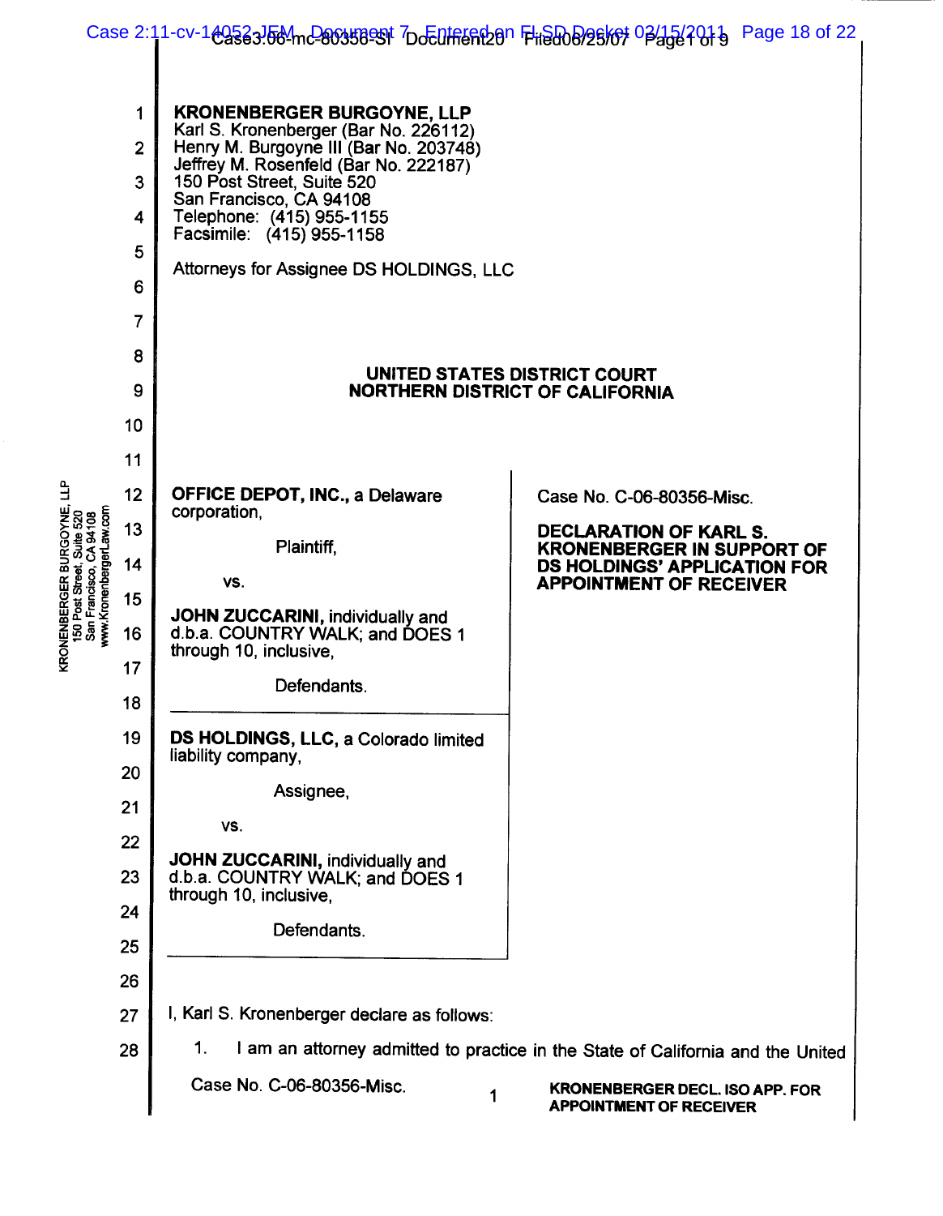**KRONENBERGER BURGOYNE, LLP**
Karl S. Kronenberger (Bar No. 226112)
Henry M. Burgoyne III (Bar No. 203748)
Jeffrey M. Rosenfeld (Bar No. 222187)
150 Post Street, Suite 520
San Francisco, CA 94108
Telephone: (415) 955-1155
Facsimile: (415) 955-1158

Attorneys for Assignee DS HOLDINGS, LLC

**UNITED STATES DISTRICT COURT**
**NORTHERN DISTRICT OF CALIFORNIA**

**OFFICE DEPOT, INC.,** a Delaware corporation,

Plaintiff,

vs.

**JOHN ZUCCARINI,** individually and d.b.a. COUNTRY WALK; and DOES 1 through 10, inclusive,

Defendants.

---

**DS HOLDINGS, LLC,** a Colorado limited liability company,

Assignee,

vs.

**JOHN ZUCCARINI,** individually and d.b.a. COUNTRY WALK; and DOES 1 through 10, inclusive,

Defendants.

Case No. C-06-80356-Misc.

**DECLARATION OF KARL S. KRONENBERGER IN SUPPORT OF DS HOLDINGS' APPLICATION FOR APPOINTMENT OF RECEIVER**

I, Karl S. Kronenberger declare as follows:

1. I am an attorney admitted to practice in the State of California and the United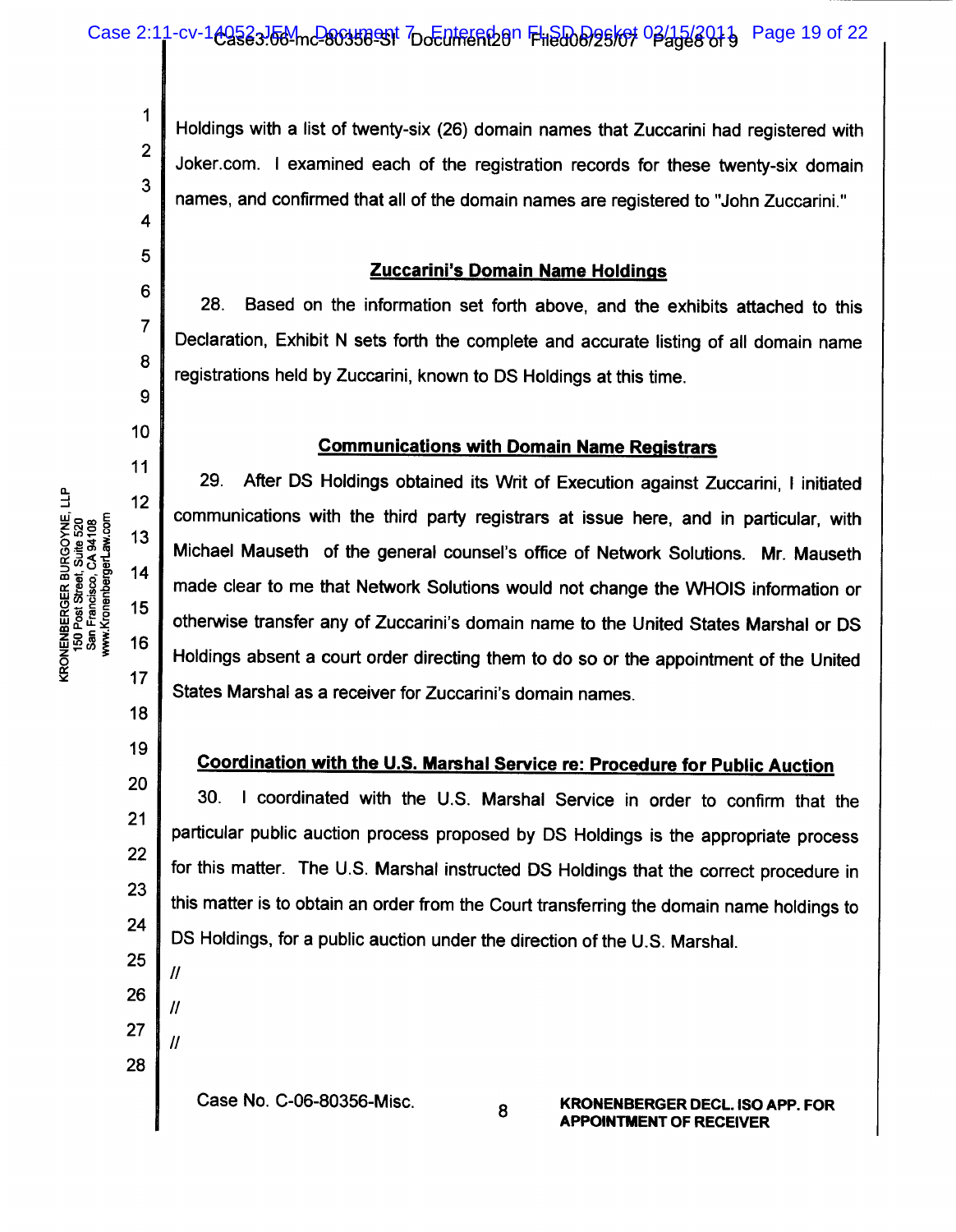Holdings with a list of twenty-six (26) domain names that Zuccarini had registered with Joker.com. I examined each of the registration records for these twenty-six domain names, and confirmed that all of the domain names are registered to "John Zuccarini."

## Zuccarini's Domain Name Holdings

28. Based on the information set forth above, and the exhibits attached to this Declaration, Exhibit N sets forth the complete and accurate listing of all domain name registrations held by Zuccarini, known to DS Holdings at this time.

## Communications with Domain Name Registrars

29. After DS Holdings obtained its Writ of Execution against Zuccarini, I initiated communications with the third party registrars at issue here, and in particular, with Michael Mauseth of the general counsel's office of Network Solutions. Mr. Mauseth made clear to me that Network Solutions would not change the WHOIS information or otherwise transfer any of Zuccarini's domain name to the United States Marshal or DS Holdings absent a court order directing them to do so or the appointment of the United States Marshal as a receiver for Zuccarini's domain names.

## Coordination with the U.S. Marshal Service re: Procedure for Public Auction

30. I coordinated with the U.S. Marshal Service in order to confirm that the particular public auction process proposed by DS Holdings is the appropriate process for this matter. The U.S. Marshal instructed DS Holdings that the correct procedure in this matter is to obtain an order from the Court transferring the domain name holdings to DS Holdings, for a public auction under the direction of the U.S. Marshal.

//

//

//

Case No. C-06-80356-Misc.

**KRONENBERGER DECL. ISO APP. FOR APPOINTMENT OF RECEIVER**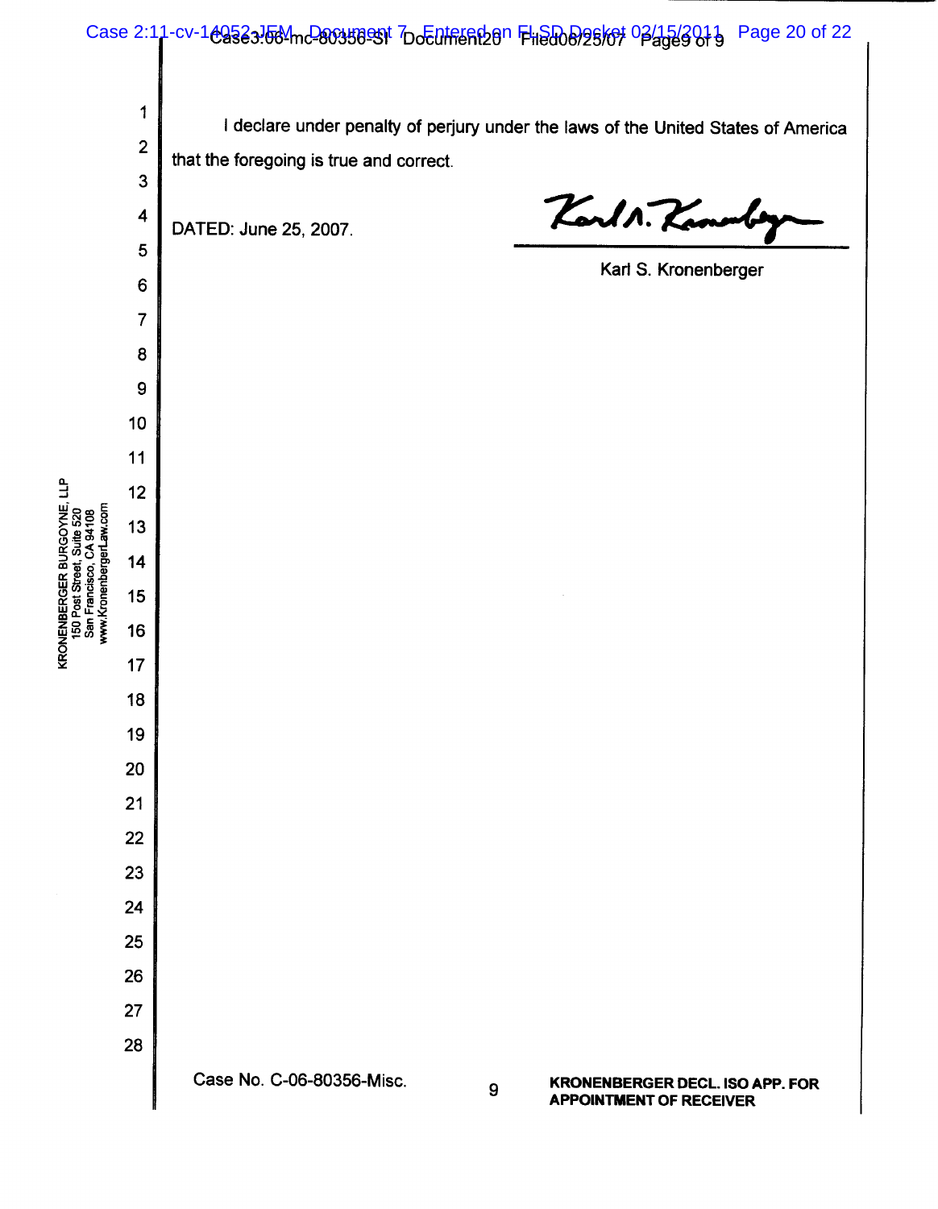I declare under penalty of perjury under the laws of the United States of America that the foregoing is true and correct.

DATED: June 25, 2007.

Karl S. Kronenberger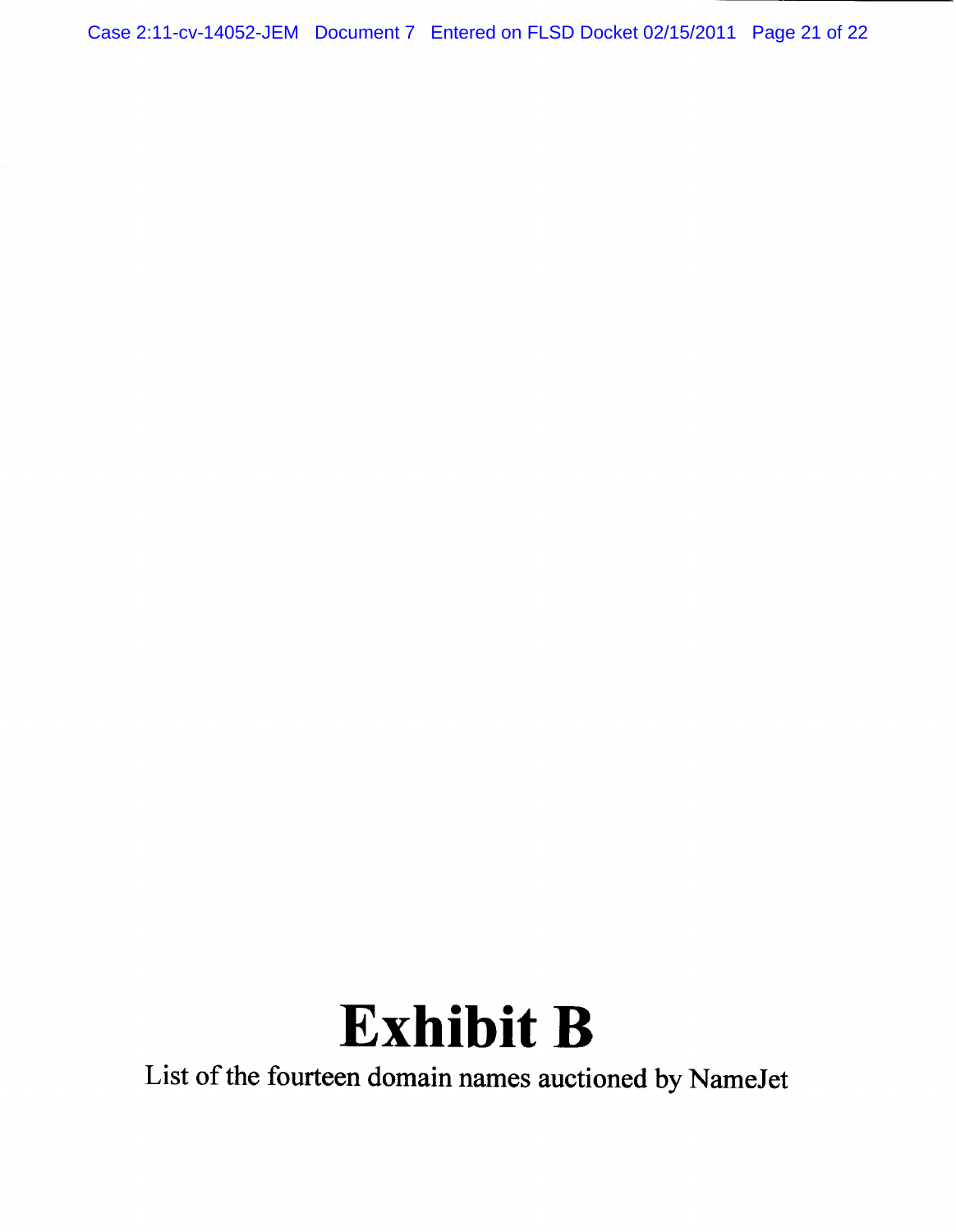# Exhibit B

List of the fourteen domain names auctioned by NameJet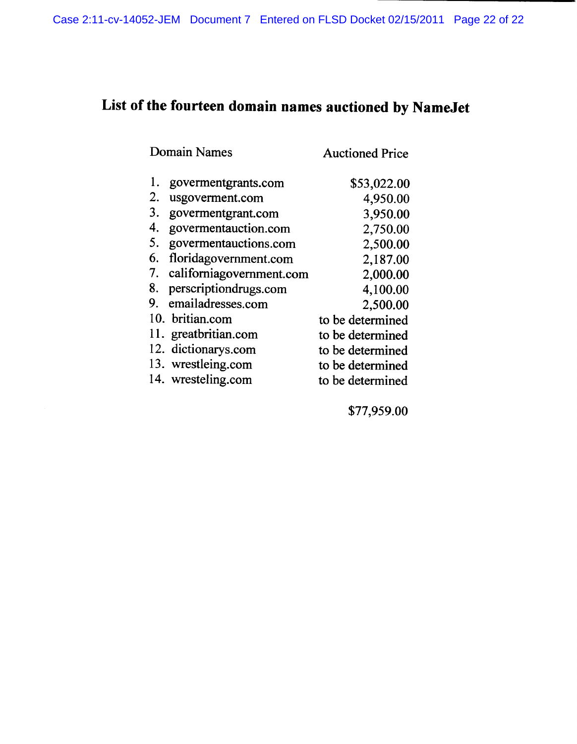# List of the fourteen domain names auctioned by NameJet

| Domain Names | Auctioned Price |
|---|---|
| 1. govermentgrants.com | $53,022.00 |
| 2. usgoverment.com | 4,950.00 |
| 3. govermentgrant.com | 3,950.00 |
| 4. govermentauction.com | 2,750.00 |
| 5. govermentauctions.com | 2,500.00 |
| 6. floridagovernment.com | 2,187.00 |
| 7. californiagovernment.com | 2,000.00 |
| 8. perscriptiondrugs.com | 4,100.00 |
| 9. emailadresses.com | 2,500.00 |
| 10. britian.com | to be determined |
| 11. greatbritian.com | to be determined |
| 12. dictionarys.com | to be determined |
| 13. wrestleing.com | to be determined |
| 14. wresteling.com | to be determined |
| | $77,959.00 |